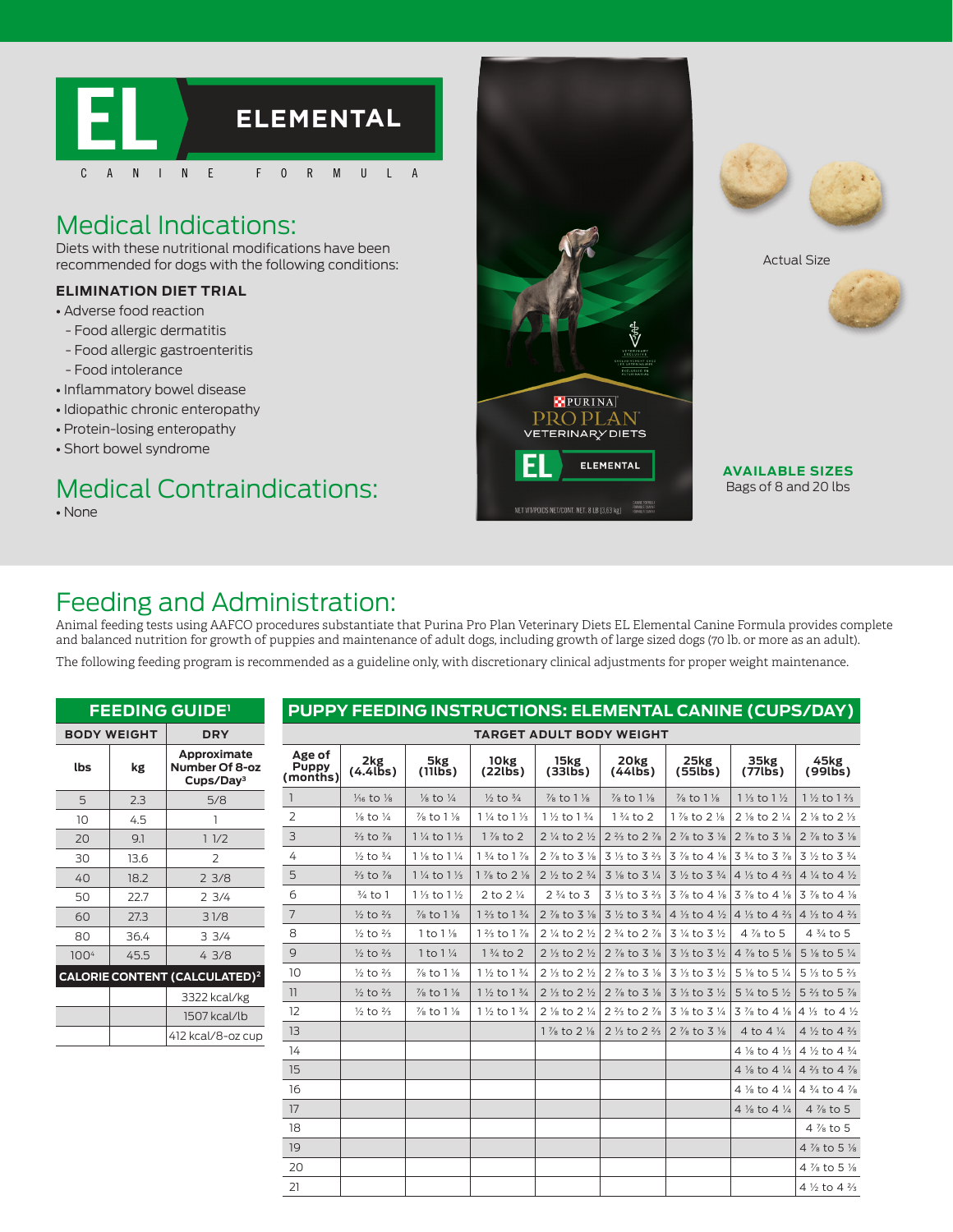# EL ELEMENTAL

CANINE FORMULA

## Medical Indications:

Diets with these nutritional modifications have been recommended for dogs with the following conditions:

### ELIMINATION DIET TRIAL

- Adverse food reaction
  - Food allergic dermatitis
  - Food allergic gastroenteritis
  - Food intolerance
- Inflammatory bowel disease
- Idiopathic chronic enteropathy
- Protein-losing enteropathy
- Short bowel syndrome

## Medical Contraindications:

- None

Actual Size

**AVAILABLE SIZES**
Bags of 8 and 20 lbs

## Feeding and Administration:

Animal feeding tests using AAFCO procedures substantiate that Purina Pro Plan Veterinary Diets EL Elemental Canine Formula provides complete and balanced nutrition for growth of puppies and maintenance of adult dogs, including growth of large sized dogs (70 lb. or more as an adult).

The following feeding program is recommended as a guideline only, with discretionary clinical adjustments for proper weight maintenance.

**FEEDING GUIDE[1]**

| BODY WEIGHT | | DRY |
|---|---|---|
| lbs | kg | Approximate Number Of 8-oz Cups/Day[3] |
| 5 | 2.3 | 5/8 |
| 10 | 4.5 | 1 |
| 20 | 9.1 | 1 1/2 |
| 30 | 13.6 | 2 |
| 40 | 18.2 | 2 3/8 |
| 50 | 22.7 | 2 3/4 |
| 60 | 27.3 | 3 1/8 |
| 80 | 36.4 | 3 3/4 |
| 100[4] | 45.5 | 4 3/8 |
| **CALORIE CONTENT (CALCULATED)[2]** | | |
| | | 3322 kcal/kg |
| | | 1507 kcal/lb |
| | | 412 kcal/8-oz cup |

**PUPPY FEEDING INSTRUCTIONS: ELEMENTAL CANINE (CUPS/DAY)**

| | TARGET ADULT BODY WEIGHT | | | | | | | |
|---|---|---|---|---|---|---|---|---|
| Age of Puppy (months) | 2kg (4.4lbs) | 5kg (11lbs) | 10kg (22lbs) | 15kg (33lbs) | 20kg (44lbs) | 25kg (55lbs) | 35kg (77lbs) | 45kg (99lbs) |
| 1 | ⅟16 to ⅛ | ⅛ to ¼ | ½ to ¾ | ⅞ to 1 ⅛ | ⅞ to 1 ⅛ | ⅞ to 1 ⅛ | 1 ⅓ to 1 ½ | 1 ½ to 1 ⅔ |
| 2 | ⅛ to ¼ | ⅞ to 1 ⅛ | 1 ¼ to 1 ⅓ | 1 ½ to 1 ¾ | 1 ¾ to 2 | 1 ⅞ to 2 ⅛ | 2 ⅛ to 2 ¼ | 2 ⅛ to 2 ⅓ |
| 3 | ⅔ to ⅞ | 1 ¼ to 1 ⅓ | 1 ⅞ to 2 | 2 ¼ to 2 ½ | 2 ⅔ to 2 ⅞ | 2 ⅞ to 3 ⅛ | 2 ⅞ to 3 ⅛ | 2 ⅞ to 3 ⅛ |
| 4 | ½ to ¾ | 1 ⅛ to 1 ¼ | 1 ¾ to 1 ⅞ | 2 ⅞ to 3 ⅛ | 3 ⅓ to 3 ⅔ | 3 ⅞ to 4 ⅛ | 3 ¾ to 3 ⅞ | 3 ½ to 3 ¾ |
| 5 | ⅔ to ⅞ | 1 ¼ to 1 ⅓ | 1 ⅞ to 2 ⅛ | 2 ½ to 2 ¾ | 3 ⅛ to 3 ¼ | 3 ½ to 3 ¾ | 4 ⅓ to 4 ⅔ | 4 ¼ to 4 ½ |
| 6 | ¾ to 1 | 1 ⅓ to 1 ½ | 2 to 2 ¼ | 2 ¾ to 3 | 3 ⅓ to 3 ⅔ | 3 ⅞ to 4 ⅛ | 3 ⅞ to 4 ⅛ | 3 ⅞ to 4 ⅛ |
| 7 | ½ to ⅔ | ⅞ to 1 ⅛ | 1 ⅔ to 1 ¾ | 2 ⅞ to 3 ⅛ | 3 ½ to 3 ¾ | 4 ⅓ to 4 ½ | 4 ⅓ to 4 ⅔ | 4 ⅓ to 4 ⅔ |
| 8 | ½ to ⅔ | 1 to 1 ⅛ | 1 ⅔ to 1 ⅞ | 2 ¼ to 2 ½ | 2 ¾ to 2 ⅞ | 3 ¼ to 3 ½ | 4 ⅞ to 5 | 4 ¾ to 5 |
| 9 | ½ to ⅔ | 1 to 1 ¼ | 1 ¾ to 2 | 2 ⅓ to 2 ½ | 2 ⅞ to 3 ⅛ | 3 ⅓ to 3 ½ | 4 ⅞ to 5 ⅛ | 5 ⅛ to 5 ¼ |
| 10 | ½ to ⅔ | ⅞ to 1 ⅛ | 1 ½ to 1 ¾ | 2 ⅓ to 2 ½ | 2 ⅞ to 3 ⅛ | 3 ⅓ to 3 ½ | 5 ⅛ to 5 ¼ | 5 ⅓ to 5 ⅔ |
| 11 | ½ to ⅔ | ⅞ to 1 ⅛ | 1 ½ to 1 ¾ | 2 ⅓ to 2 ½ | 2 ⅞ to 3 ⅛ | 3 ⅓ to 3 ½ | 5 ¼ to 5 ½ | 5 ⅔ to 5 ⅞ |
| 12 | ½ to ⅔ | ⅞ to 1 ⅛ | 1 ½ to 1 ¾ | 2 ⅛ to 2 ¼ | 2 ⅔ to 2 ⅞ | 3 ⅛ to 3 ¼ | 3 ⅞ to 4 ⅛ | 4 ⅓ to 4 ½ |
| 13 | | | | 1 ⅞ to 2 ⅛ | 2 ⅓ to 2 ⅔ | 2 ⅞ to 3 ⅛ | 4 to 4 ¼ | 4 ½ to 4 ⅔ |
| 14 | | | | | | | 4 ⅛ to 4 ⅓ | 4 ½ to 4 ¾ |
| 15 | | | | | | | 4 ⅛ to 4 ¼ | 4 ⅔ to 4 ⅞ |
| 16 | | | | | | | 4 ⅛ to 4 ¼ | 4 ¾ to 4 ⅞ |
| 17 | | | | | | | 4 ⅛ to 4 ¼ | 4 ⅞ to 5 |
| 18 | | | | | | | | 4 ⅞ to 5 |
| 19 | | | | | | | | 4 ⅞ to 5 ⅛ |
| 20 | | | | | | | | 4 ⅞ to 5 ⅛ |
| 21 | | | | | | | | 4 ½ to 4 ⅔ |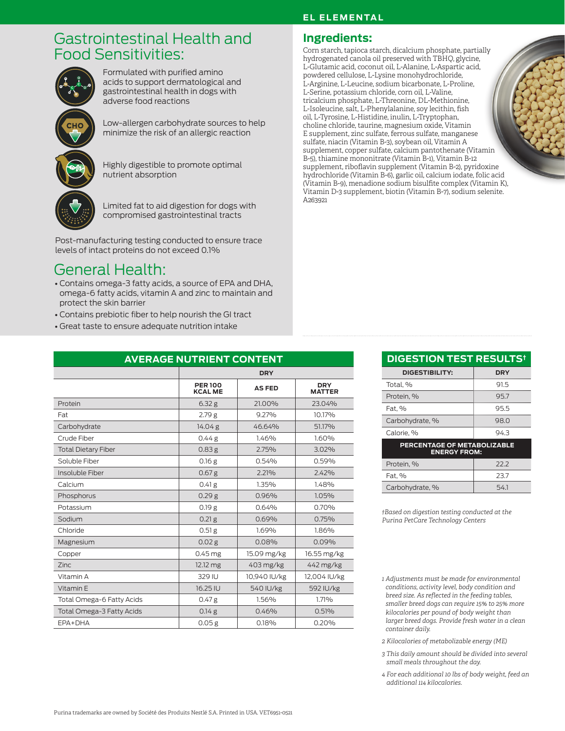EL ELEMENTAL

## Gastrointestinal Health and Food Sensitivities:

Formulated with purified amino acids to support dermatological and gastrointestinal health in dogs with adverse food reactions

Low-allergen carbohydrate sources to help minimize the risk of an allergic reaction

Highly digestible to promote optimal nutrient absorption

Limited fat to aid digestion for dogs with compromised gastrointestinal tracts

Post-manufacturing testing conducted to ensure trace levels of intact proteins do not exceed 0.1%

## General Health:

- Contains omega-3 fatty acids, a source of EPA and DHA, omega-6 fatty acids, vitamin A and zinc to maintain and protect the skin barrier
- Contains prebiotic fiber to help nourish the GI tract
- Great taste to ensure adequate nutrition intake

## Ingredients:

Corn starch, tapioca starch, dicalcium phosphate, partially hydrogenated canola oil preserved with TBHQ, glycine, L-Glutamic acid, coconut oil, L-Alanine, L-Aspartic acid, powdered cellulose, L-Lysine monohydrochloride, L-Arginine, L-Leucine, sodium bicarbonate, L-Proline, L-Serine, potassium chloride, corn oil, L-Valine, tricalcium phosphate, L-Threonine, DL-Methionine, L-Isoleucine, salt, L-Phenylalanine, soy lecithin, fish oil, L-Tyrosine, L-Histidine, inulin, L-Tryptophan, choline chloride, taurine, magnesium oxide, Vitamin E supplement, zinc sulfate, ferrous sulfate, manganese sulfate, niacin (Vitamin B-3), soybean oil, Vitamin A supplement, copper sulfate, calcium pantothenate (Vitamin B-5), thiamine mononitrate (Vitamin B-1), Vitamin B-12 supplement, riboflavin supplement (Vitamin B-2), pyridoxine hydrochloride (Vitamin B-6), garlic oil, calcium iodate, folic acid (Vitamin B-9), menadione sodium bisulfite complex (Vitamin K), Vitamin D-3 supplement, biotin (Vitamin B-7), sodium selenite.
A263921

## AVERAGE NUTRIENT CONTENT

| | DRY | | |
|---|---|---|---|
| | PER 100 KCAL ME | AS FED | DRY MATTER |
| Protein | 6.32 g | 21.00% | 23.04% |
| Fat | 2.79 g | 9.27% | 10.17% |
| Carbohydrate | 14.04 g | 46.64% | 51.17% |
| Crude Fiber | 0.44 g | 1.46% | 1.60% |
| Total Dietary Fiber | 0.83 g | 2.75% | 3.02% |
| Soluble Fiber | 0.16 g | 0.54% | 0.59% |
| Insoluble Fiber | 0.67 g | 2.21% | 2.42% |
| Calcium | 0.41 g | 1.35% | 1.48% |
| Phosphorus | 0.29 g | 0.96% | 1.05% |
| Potassium | 0.19 g | 0.64% | 0.70% |
| Sodium | 0.21 g | 0.69% | 0.75% |
| Chloride | 0.51 g | 1.69% | 1.86% |
| Magnesium | 0.02 g | 0.08% | 0.09% |
| Copper | 0.45 mg | 15.09 mg/kg | 16.55 mg/kg |
| Zinc | 12.12 mg | 403 mg/kg | 442 mg/kg |
| Vitamin A | 329 IU | 10,940 IU/kg | 12,004 IU/kg |
| Vitamin E | 16.25 IU | 540 IU/kg | 592 IU/kg |
| Total Omega-6 Fatty Acids | 0.47 g | 1.56% | 1.71% |
| Total Omega-3 Fatty Acids | 0.14 g | 0.46% | 0.51% |
| EPA+DHA | 0.05 g | 0.18% | 0.20% |

## DIGESTION TEST RESULTS†

| DIGESTIBILITY: | DRY |
|---|---|
| Total, % | 91.5 |
| Protein, % | 95.7 |
| Fat, % | 95.5 |
| Carbohydrate, % | 98.0 |
| Calorie, % | 94.3 |
| **PERCENTAGE OF METABOLIZABLE ENERGY FROM:** | |
| Protein, % | 22.2 |
| Fat, % | 23.7 |
| Carbohydrate, % | 54.1 |

*†Based on digestion testing conducted at the Purina PetCare Technology Centers*

*1 Adjustments must be made for environmental conditions, activity level, body condition and breed size. As reflected in the feeding tables, smaller breed dogs can require 15% to 25% more kilocalories per pound of body weight than larger breed dogs. Provide fresh water in a clean container daily.*

*2 Kilocalories of metabolizable energy (ME)*

*3 This daily amount should be divided into several small meals throughout the day.*

*4 For each additional 10 lbs of body weight, feed an additional 114 kilocalories.*

Purina trademarks are owned by Société des Produits Nestlé S.A. Printed in USA. VET6951-0521